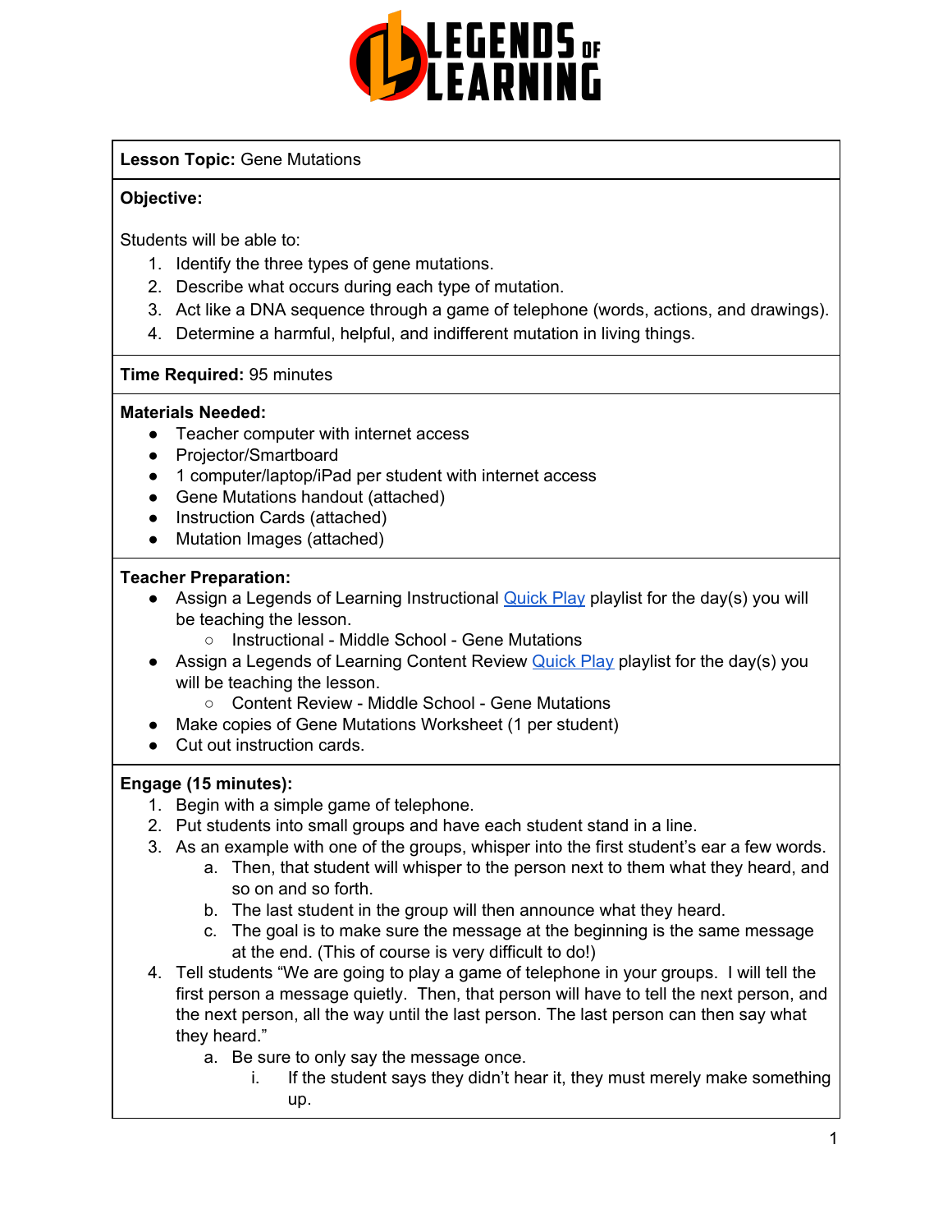# LEGENDS OF LEARNING

**Lesson Topic:** Gene Mutations

**Objective:**

Students will be able to:
1. Identify the three types of gene mutations.
2. Describe what occurs during each type of mutation.
3. Act like a DNA sequence through a game of telephone (words, actions, and drawings).
4. Determine a harmful, helpful, and indifferent mutation in living things.

**Time Required:** 95 minutes

**Materials Needed:**
- Teacher computer with internet access
- Projector/Smartboard
- 1 computer/laptop/iPad per student with internet access
- Gene Mutations handout (attached)
- Instruction Cards (attached)
- Mutation Images (attached)

**Teacher Preparation:**
- Assign a Legends of Learning Instructional Quick Play playlist for the day(s) you will be teaching the lesson.
  - Instructional - Middle School - Gene Mutations
- Assign a Legends of Learning Content Review Quick Play playlist for the day(s) you will be teaching the lesson.
  - Content Review - Middle School - Gene Mutations
- Make copies of Gene Mutations Worksheet (1 per student)
- Cut out instruction cards.

**Engage (15 minutes):**
1. Begin with a simple game of telephone.
2. Put students into small groups and have each student stand in a line.
3. As an example with one of the groups, whisper into the first student's ear a few words.
   a. Then, that student will whisper to the person next to them what they heard, and so on and so forth.
   b. The last student in the group will then announce what they heard.
   c. The goal is to make sure the message at the beginning is the same message at the end. (This of course is very difficult to do!)
4. Tell students "We are going to play a game of telephone in your groups. I will tell the first person a message quietly. Then, that person will have to tell the next person, and the next person, all the way until the last person. The last person can then say what they heard."
   a. Be sure to only say the message once.
      i. If the student says they didn't hear it, they must merely make something up.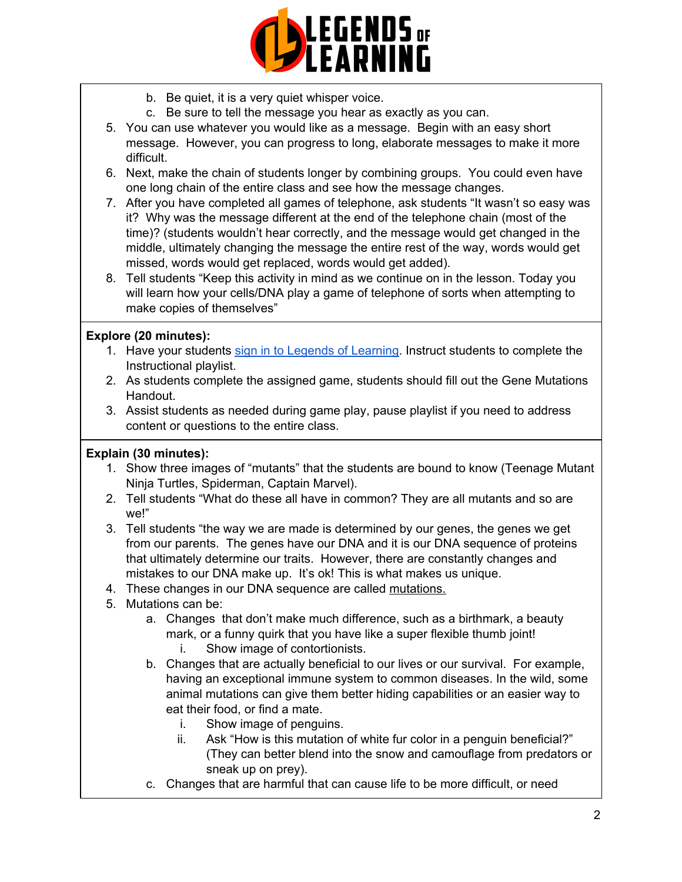b. Be quiet, it is a very quiet whisper voice.
c. Be sure to tell the message you hear as exactly as you can.

5. You can use whatever you would like as a message. Begin with an easy short message. However, you can progress to long, elaborate messages to make it more difficult.
6. Next, make the chain of students longer by combining groups. You could even have one long chain of the entire class and see how the message changes.
7. After you have completed all games of telephone, ask students "It wasn't so easy was it? Why was the message different at the end of the telephone chain (most of the time)? (students wouldn't hear correctly, and the message would get changed in the middle, ultimately changing the message the entire rest of the way, words would get missed, words would get replaced, words would get added).
8. Tell students "Keep this activity in mind as we continue on in the lesson. Today you will learn how your cells/DNA play a game of telephone of sorts when attempting to make copies of themselves"

**Explore (20 minutes):**

1. Have your students sign in to Legends of Learning. Instruct students to complete the Instructional playlist.
2. As students complete the assigned game, students should fill out the Gene Mutations Handout.
3. Assist students as needed during game play, pause playlist if you need to address content or questions to the entire class.

**Explain (30 minutes):**

1. Show three images of "mutants" that the students are bound to know (Teenage Mutant Ninja Turtles, Spiderman, Captain Marvel).
2. Tell students "What do these all have in common? They are all mutants and so are we!"
3. Tell students "the way we are made is determined by our genes, the genes we get from our parents. The genes have our DNA and it is our DNA sequence of proteins that ultimately determine our traits. However, there are constantly changes and mistakes to our DNA make up. It's ok! This is what makes us unique.
4. These changes in our DNA sequence are called mutations.
5. Mutations can be:
   a. Changes that don't make much difference, such as a birthmark, a beauty mark, or a funny quirk that you have like a super flexible thumb joint!
      i. Show image of contortionists.
   b. Changes that are actually beneficial to our lives or our survival. For example, having an exceptional immune system to common diseases. In the wild, some animal mutations can give them better hiding capabilities or an easier way to eat their food, or find a mate.
      i. Show image of penguins.
      ii. Ask "How is this mutation of white fur color in a penguin beneficial?" (They can better blend into the snow and camouflage from predators or sneak up on prey).
   c. Changes that are harmful that can cause life to be more difficult, or need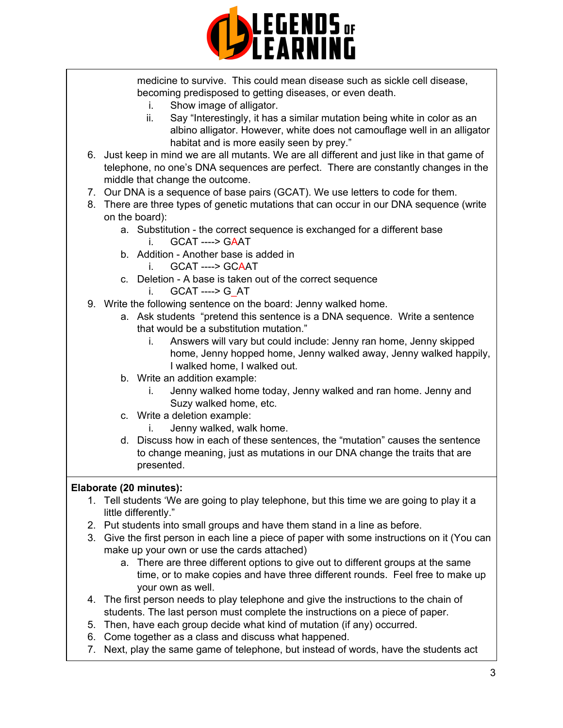medicine to survive. This could mean disease such as sickle cell disease, becoming predisposed to getting diseases, or even death.

   i. Show image of alligator.
   ii. Say "Interestingly, it has a similar mutation being white in color as an albino alligator. However, white does not camouflage well in an alligator habitat and is more easily seen by prey."

6. Just keep in mind we are all mutants. We are all different and just like in that game of telephone, no one's DNA sequences are perfect. There are constantly changes in the middle that change the outcome.
7. Our DNA is a sequence of base pairs (GCAT). We use letters to code for them.
8. There are three types of genetic mutations that can occur in our DNA sequence (write on the board):
   a. Substitution - the correct sequence is exchanged for a different base
      i. GCAT ----> GAAT
   b. Addition - Another base is added in
      i. GCAT ----> GCAAT
   c. Deletion - A base is taken out of the correct sequence
      i. GCAT ----> G_AT
9. Write the following sentence on the board: Jenny walked home.
   a. Ask students "pretend this sentence is a DNA sequence. Write a sentence that would be a substitution mutation."
      i. Answers will vary but could include: Jenny ran home, Jenny skipped home, Jenny hopped home, Jenny walked away, Jenny walked happily, I walked home, I walked out.
   b. Write an addition example:
      i. Jenny walked home today, Jenny walked and ran home. Jenny and Suzy walked home, etc.
   c. Write a deletion example:
      i. Jenny walked, walk home.
   d. Discuss how in each of these sentences, the "mutation" causes the sentence to change meaning, just as mutations in our DNA change the traits that are presented.

**Elaborate (20 minutes):**

1. Tell students 'We are going to play telephone, but this time we are going to play it a little differently."
2. Put students into small groups and have them stand in a line as before.
3. Give the first person in each line a piece of paper with some instructions on it (You can make up your own or use the cards attached)
   a. There are three different options to give out to different groups at the same time, or to make copies and have three different rounds. Feel free to make up your own as well.
4. The first person needs to play telephone and give the instructions to the chain of students. The last person must complete the instructions on a piece of paper.
5. Then, have each group decide what kind of mutation (if any) occurred.
6. Come together as a class and discuss what happened.
7. Next, play the same game of telephone, but instead of words, have the students act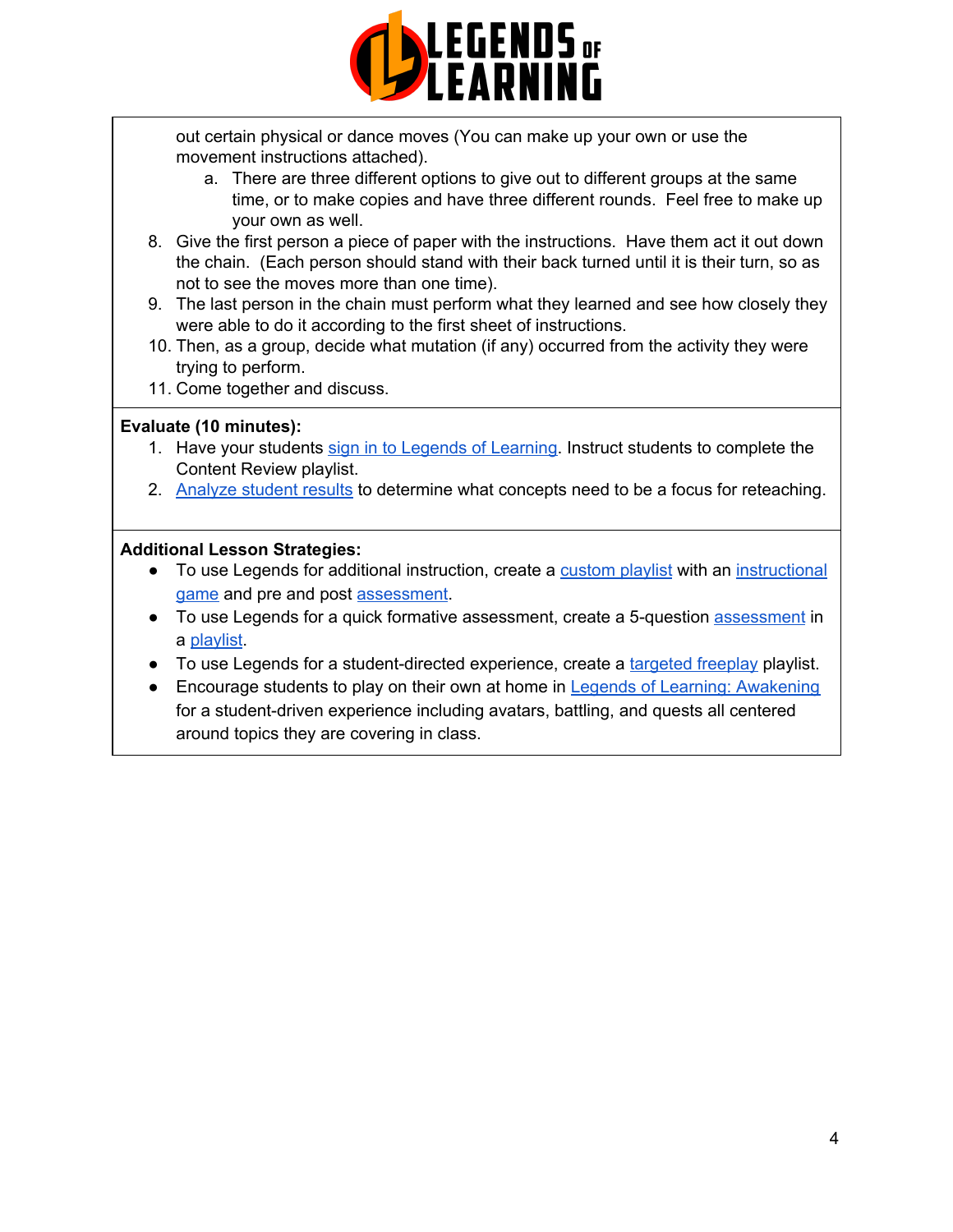out certain physical or dance moves (You can make up your own or use the movement instructions attached).

   a. There are three different options to give out to different groups at the same time, or to make copies and have three different rounds. Feel free to make up your own as well.

8. Give the first person a piece of paper with the instructions. Have them act it out down the chain. (Each person should stand with their back turned until it is their turn, so as not to see the moves more than one time).
9. The last person in the chain must perform what they learned and see how closely they were able to do it according to the first sheet of instructions.
10. Then, as a group, decide what mutation (if any) occurred from the activity they were trying to perform.
11. Come together and discuss.

**Evaluate (10 minutes):**

1. Have your students sign in to Legends of Learning. Instruct students to complete the Content Review playlist.
2. Analyze student results to determine what concepts need to be a focus for reteaching.

**Additional Lesson Strategies:**

- To use Legends for additional instruction, create a custom playlist with an instructional game and pre and post assessment.
- To use Legends for a quick formative assessment, create a 5-question assessment in a playlist.
- To use Legends for a student-directed experience, create a targeted freeplay playlist.
- Encourage students to play on their own at home in Legends of Learning: Awakening for a student-driven experience including avatars, battling, and quests all centered around topics they are covering in class.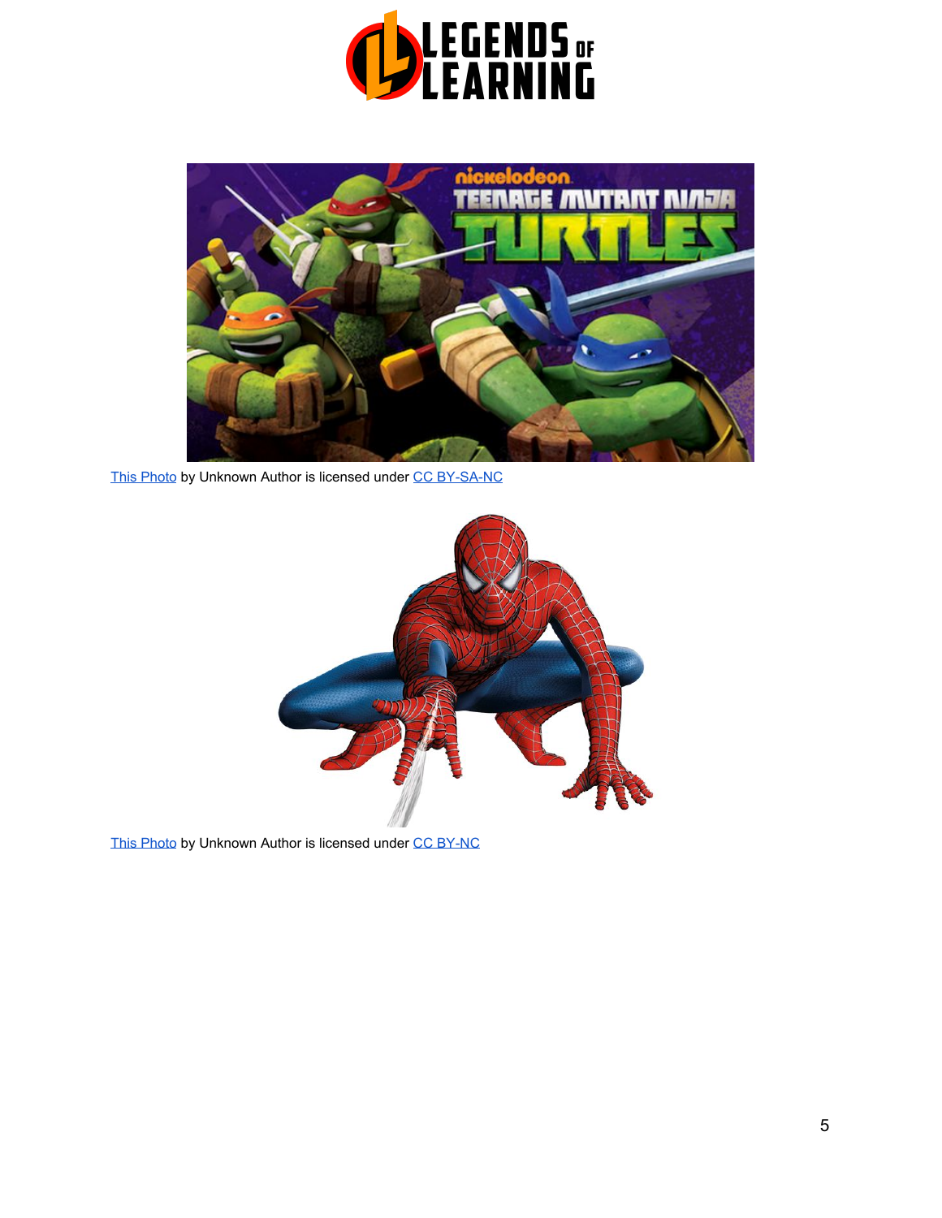This Photo by Unknown Author is licensed under CC BY-SA-NC

This Photo by Unknown Author is licensed under CC BY-NC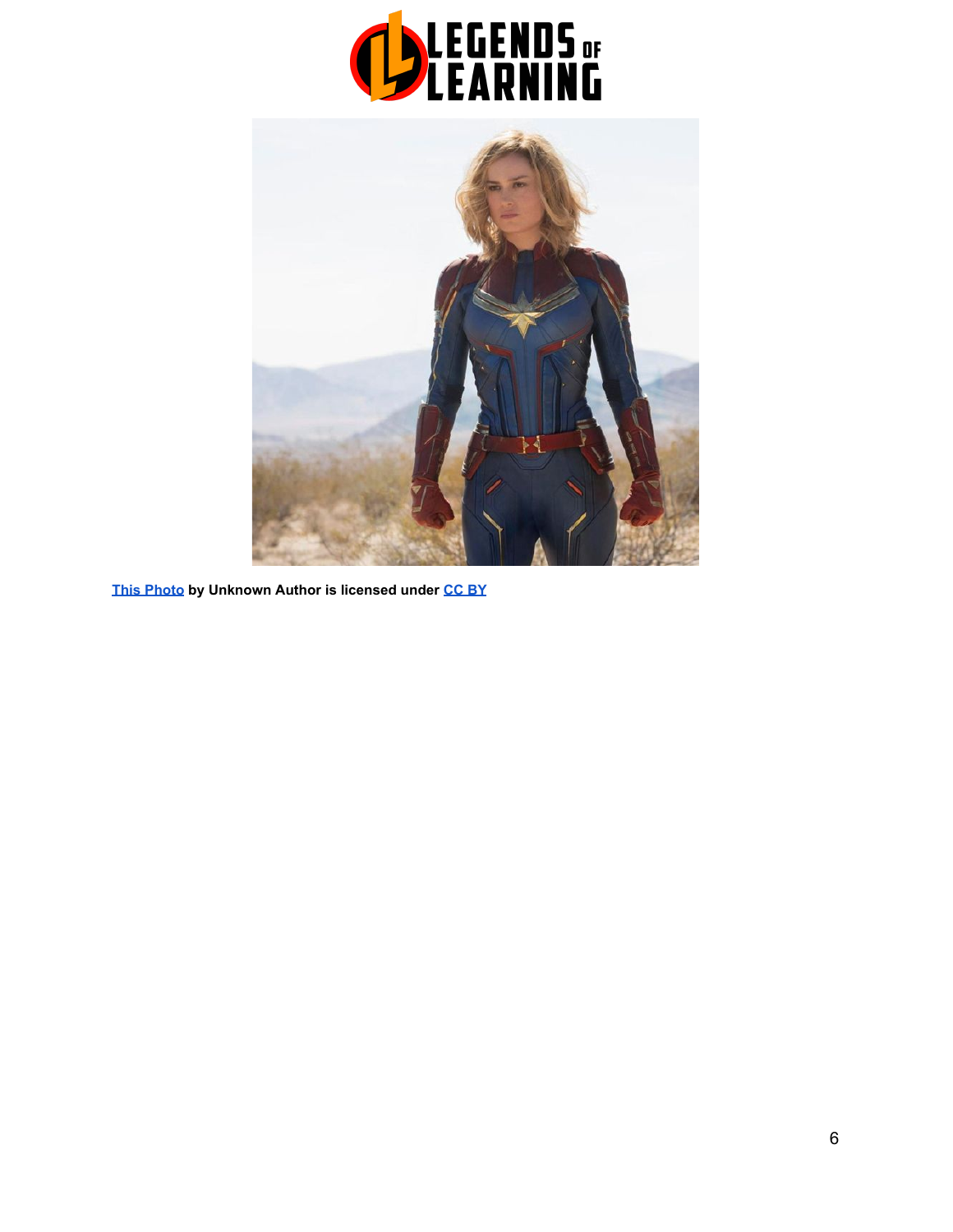[This Photo](#) by Unknown Author is licensed under [CC BY](#)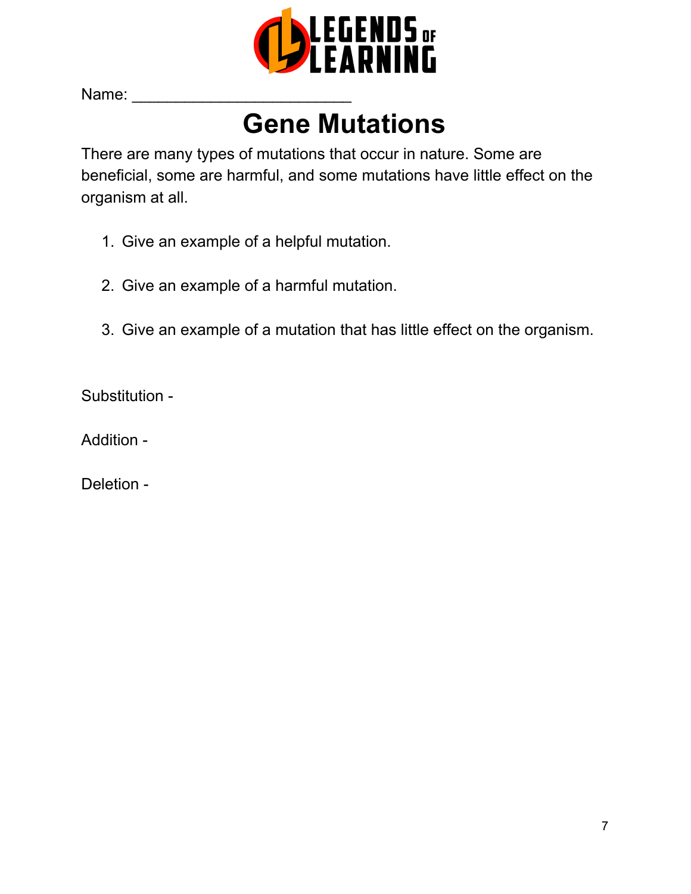Name: ________________________

# Gene Mutations

There are many types of mutations that occur in nature. Some are beneficial, some are harmful, and some mutations have little effect on the organism at all.

1. Give an example of a helpful mutation.
2. Give an example of a harmful mutation.
3. Give an example of a mutation that has little effect on the organism.

Substitution -

Addition -

Deletion -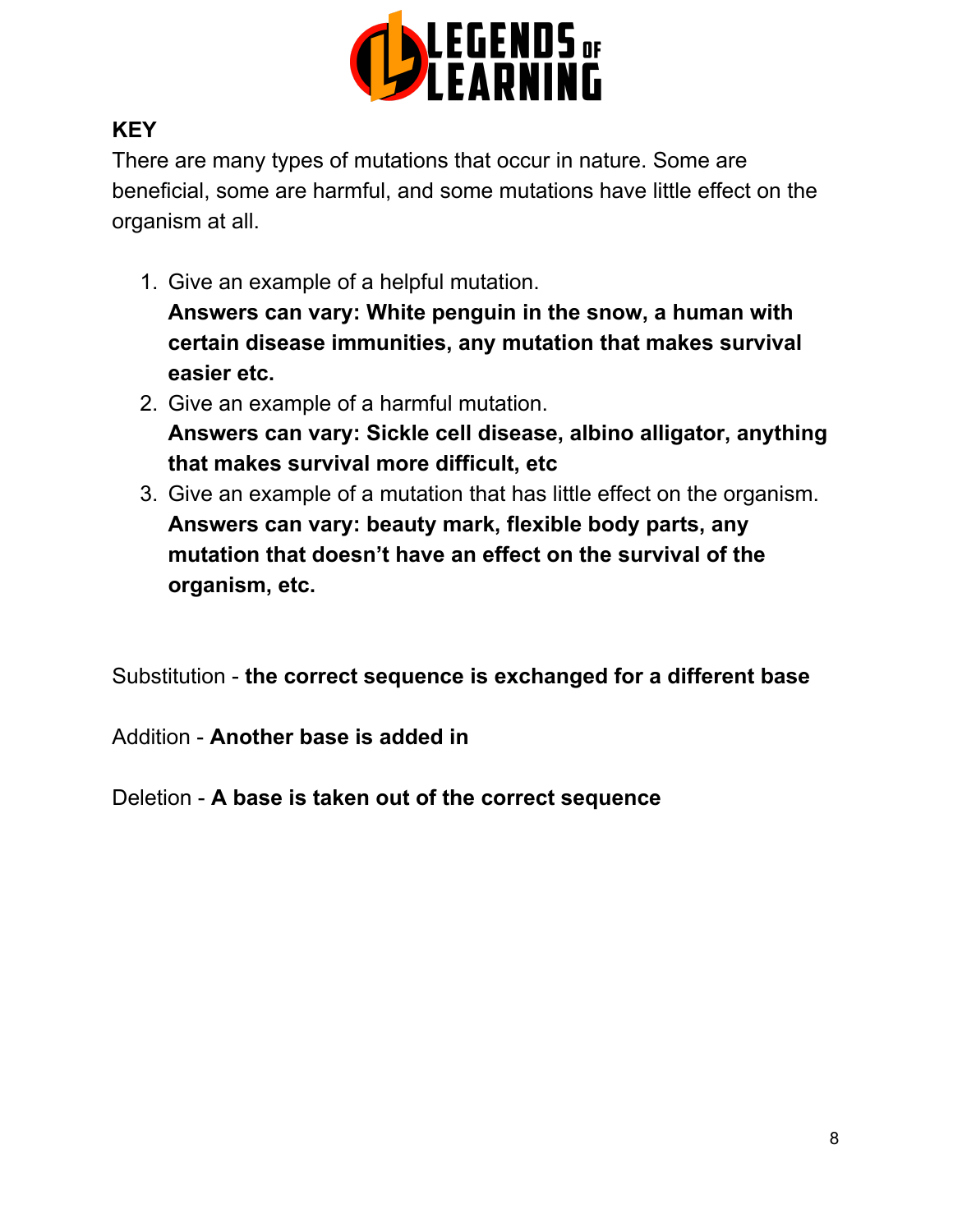**KEY**

There are many types of mutations that occur in nature. Some are beneficial, some are harmful, and some mutations have little effect on the organism at all.

1. Give an example of a helpful mutation.
   **Answers can vary: White penguin in the snow, a human with certain disease immunities, any mutation that makes survival easier etc.**
2. Give an example of a harmful mutation.
   **Answers can vary: Sickle cell disease, albino alligator, anything that makes survival more difficult, etc**
3. Give an example of a mutation that has little effect on the organism.
   **Answers can vary: beauty mark, flexible body parts, any mutation that doesn't have an effect on the survival of the organism, etc.**

Substitution - **the correct sequence is exchanged for a different base**

Addition - **Another base is added in**

Deletion - **A base is taken out of the correct sequence**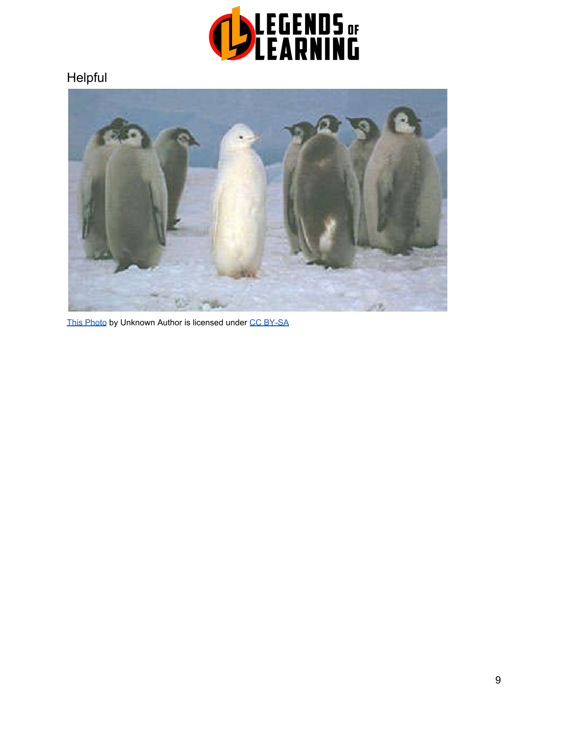Helpful

[This Photo](#) by Unknown Author is licensed under [CC BY-SA](#)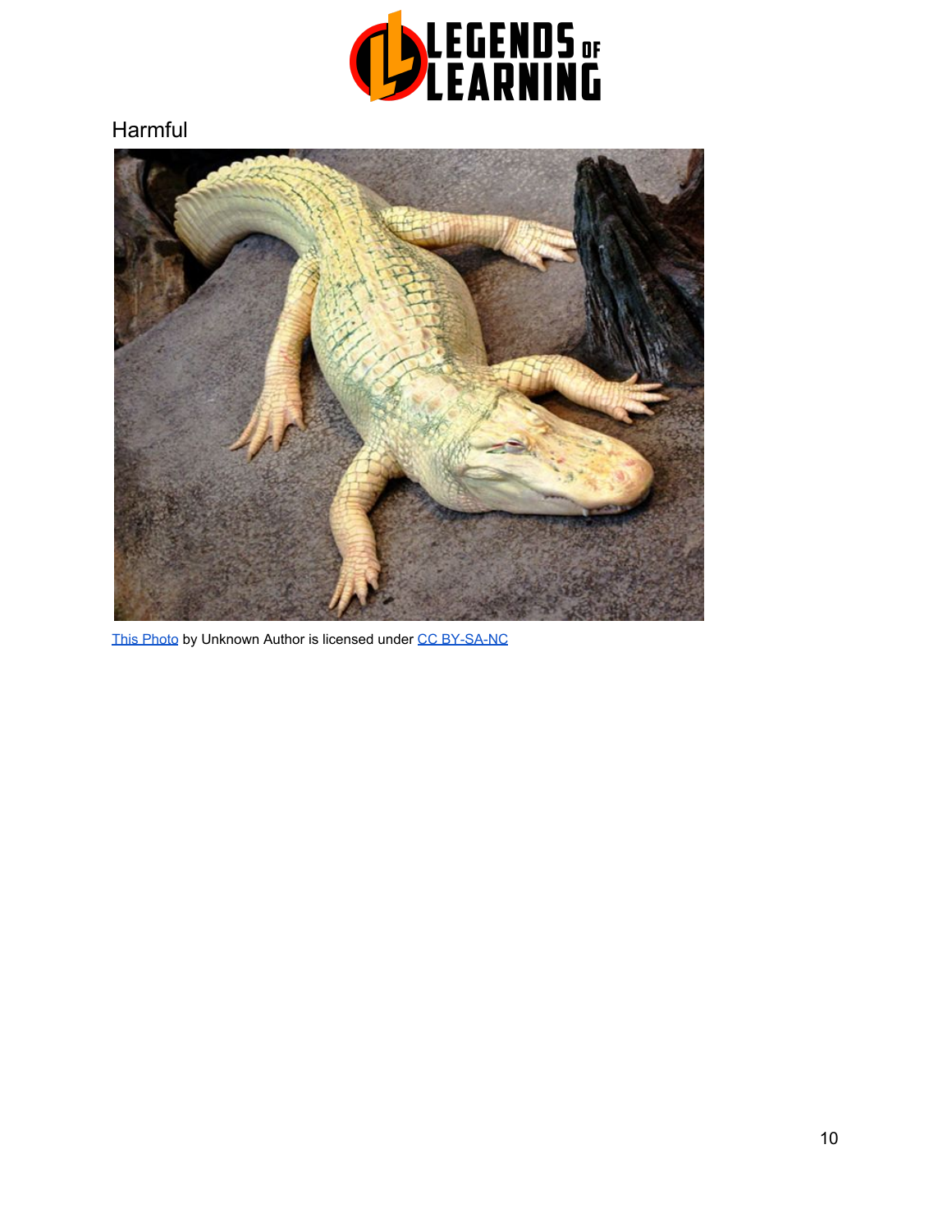Harmful

This Photo by Unknown Author is licensed under CC BY-SA-NC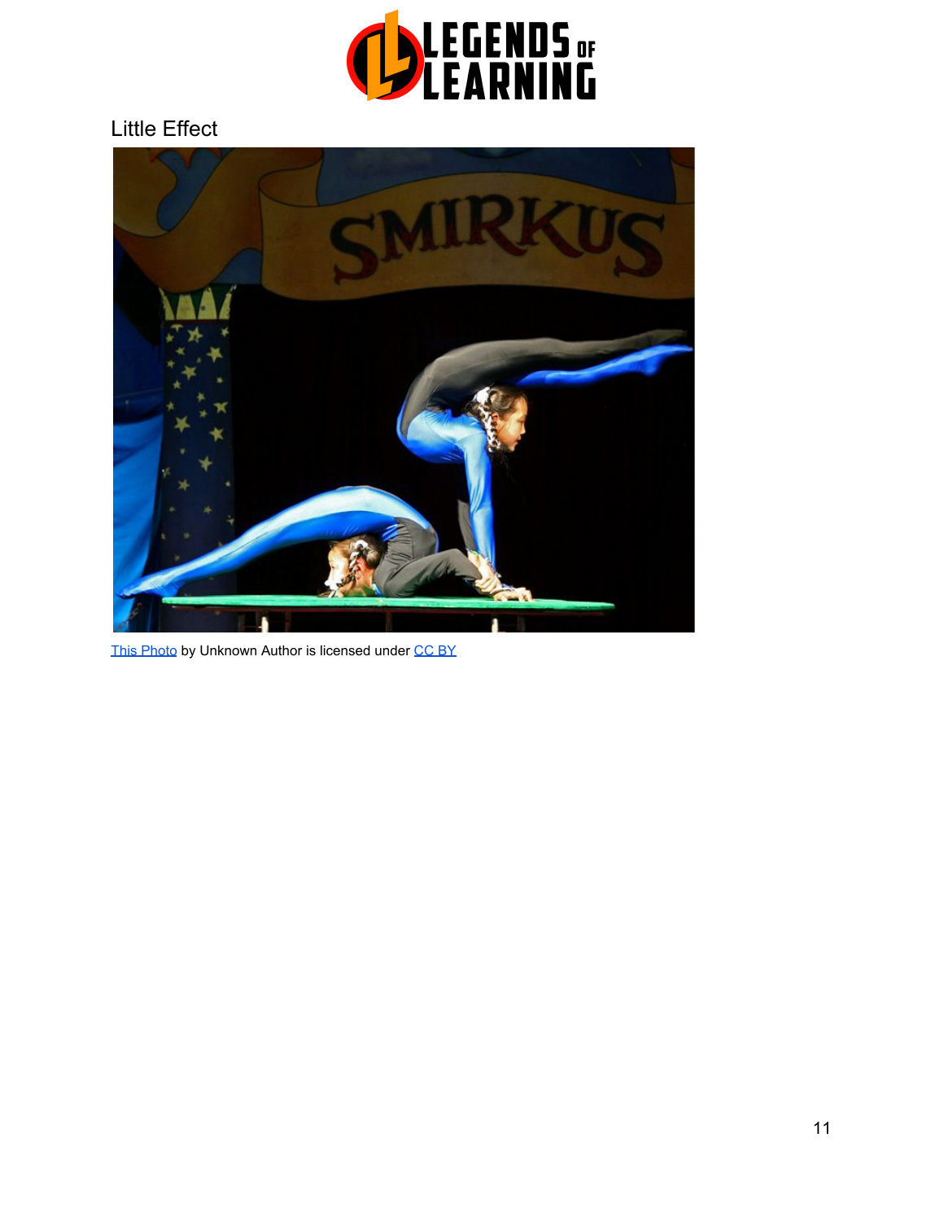Little Effect

This Photo by Unknown Author is licensed under CC BY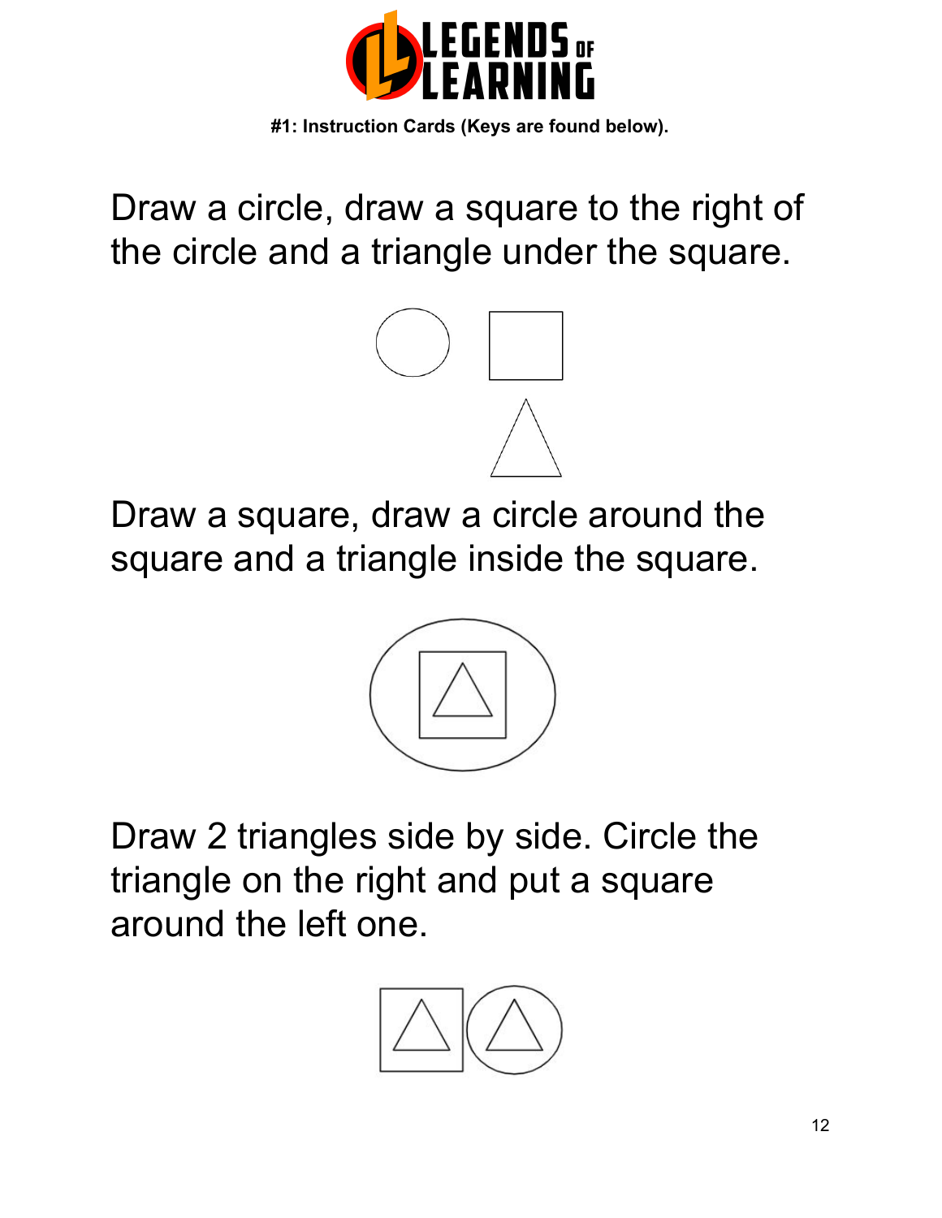**#1: Instruction Cards (Keys are found below).**

Draw a circle, draw a square to the right of the circle and a triangle under the square.

Draw a square, draw a circle around the square and a triangle inside the square.

Draw 2 triangles side by side. Circle the triangle on the right and put a square around the left one.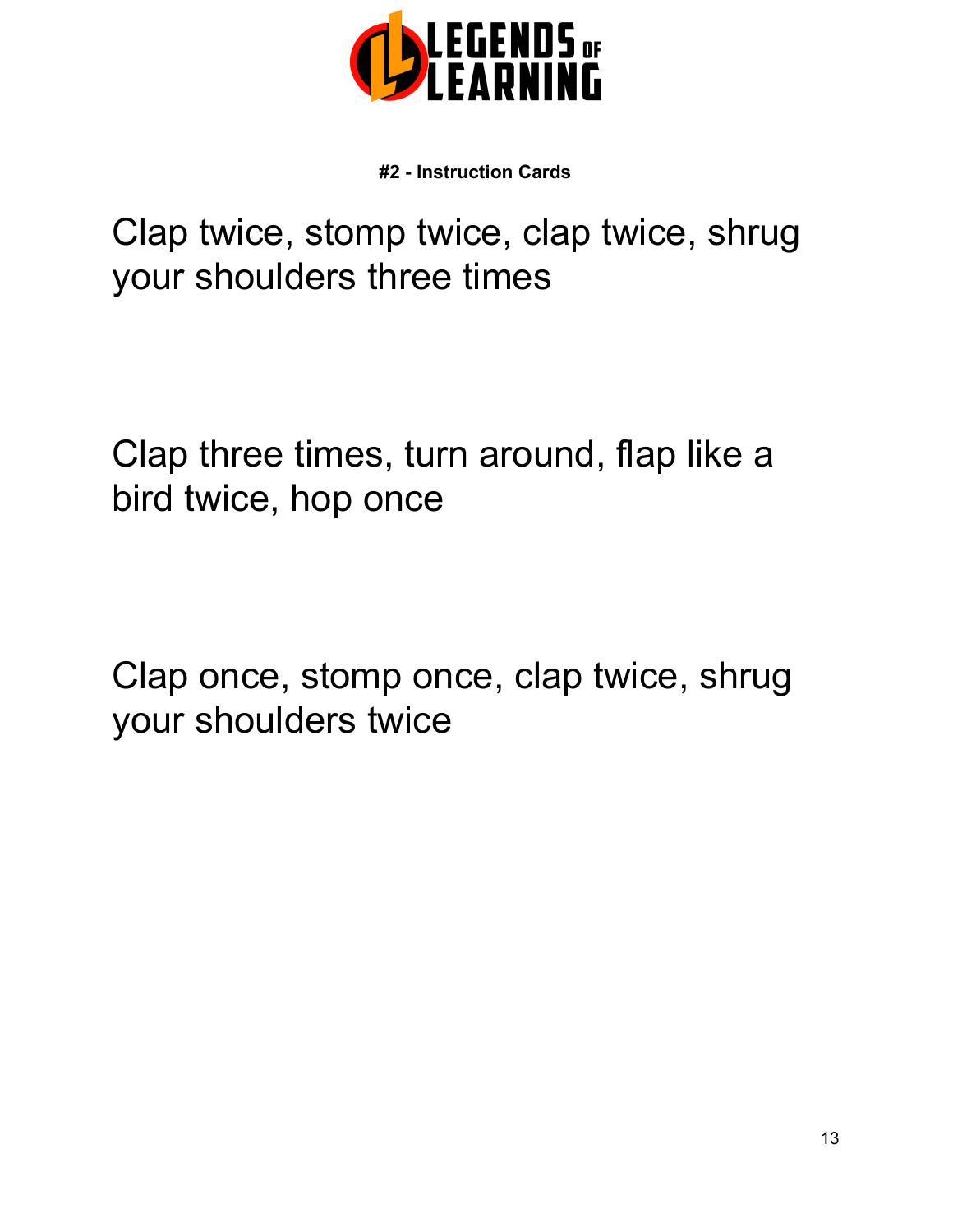**#2 - Instruction Cards**

Clap twice, stomp twice, clap twice, shrug your shoulders three times

Clap three times, turn around, flap like a bird twice, hop once

Clap once, stomp once, clap twice, shrug your shoulders twice